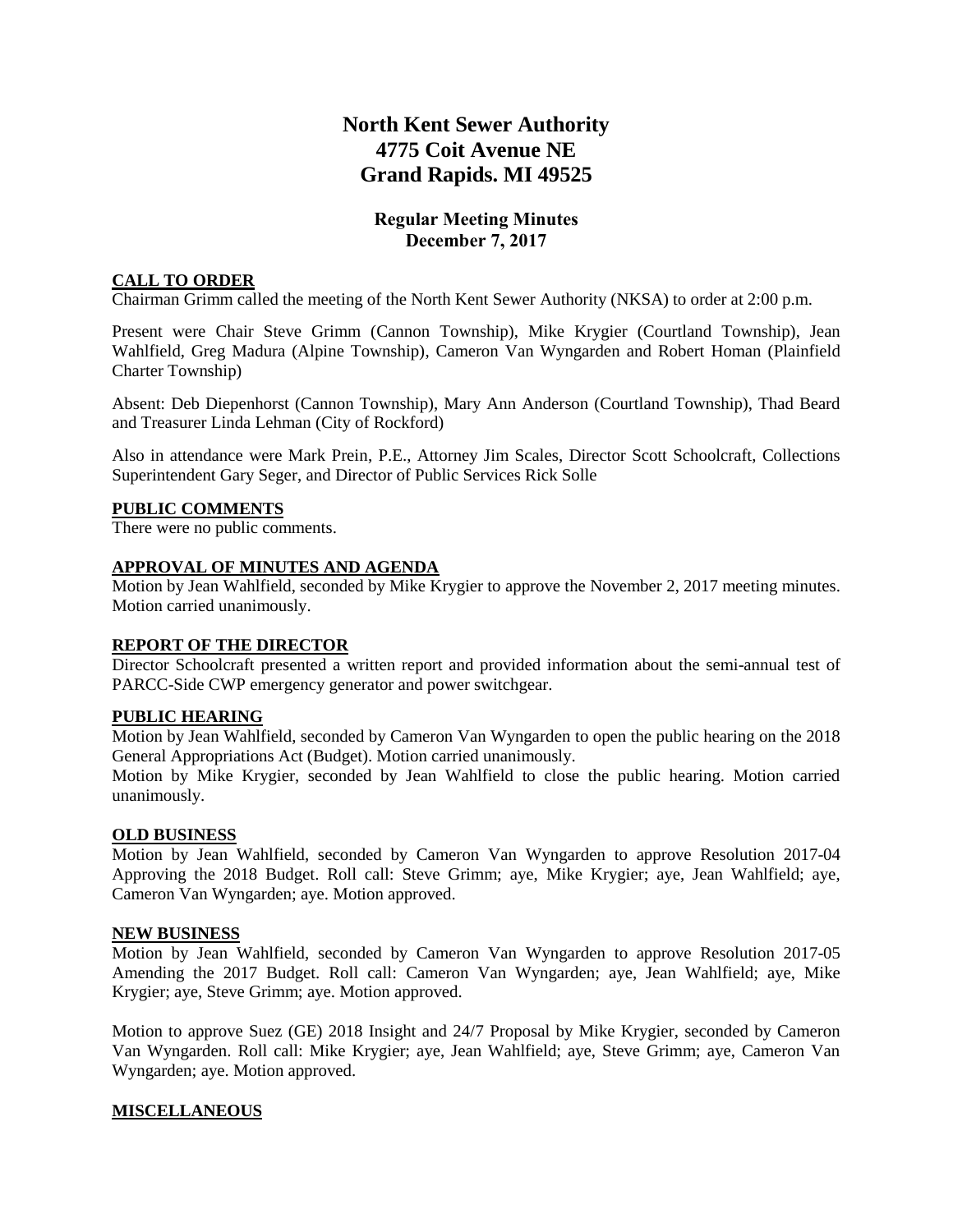# North Kent Sewer Authority
# 4775 Coit Avenue NE
# Grand Rapids. MI 49525

### Regular Meeting Minutes
### December 7, 2017

**CALL TO ORDER**

Chairman Grimm called the meeting of the North Kent Sewer Authority (NKSA) to order at 2:00 p.m.

Present were Chair Steve Grimm (Cannon Township), Mike Krygier (Courtland Township), Jean Wahlfield, Greg Madura (Alpine Township), Cameron Van Wyngarden and Robert Homan (Plainfield Charter Township)

Absent: Deb Diepenhorst (Cannon Township), Mary Ann Anderson (Courtland Township), Thad Beard and Treasurer Linda Lehman (City of Rockford)

Also in attendance were Mark Prein, P.E., Attorney Jim Scales, Director Scott Schoolcraft, Collections Superintendent Gary Seger, and Director of Public Services Rick Solle

**PUBLIC COMMENTS**

There were no public comments.

**APPROVAL OF MINUTES AND AGENDA**

Motion by Jean Wahlfield, seconded by Mike Krygier to approve the November 2, 2017 meeting minutes. Motion carried unanimously.

**REPORT OF THE DIRECTOR**

Director Schoolcraft presented a written report and provided information about the semi-annual test of PARCC-Side CWP emergency generator and power switchgear.

**PUBLIC HEARING**

Motion by Jean Wahlfield, seconded by Cameron Van Wyngarden to open the public hearing on the 2018 General Appropriations Act (Budget). Motion carried unanimously.

Motion by Mike Krygier, seconded by Jean Wahlfield to close the public hearing. Motion carried unanimously.

**OLD BUSINESS**

Motion by Jean Wahlfield, seconded by Cameron Van Wyngarden to approve Resolution 2017-04 Approving the 2018 Budget. Roll call: Steve Grimm; aye, Mike Krygier; aye, Jean Wahlfield; aye, Cameron Van Wyngarden; aye. Motion approved.

**NEW BUSINESS**

Motion by Jean Wahlfield, seconded by Cameron Van Wyngarden to approve Resolution 2017-05 Amending the 2017 Budget. Roll call: Cameron Van Wyngarden; aye, Jean Wahlfield; aye, Mike Krygier; aye, Steve Grimm; aye. Motion approved.

Motion to approve Suez (GE) 2018 Insight and 24/7 Proposal by Mike Krygier, seconded by Cameron Van Wyngarden. Roll call: Mike Krygier; aye, Jean Wahlfield; aye, Steve Grimm; aye, Cameron Van Wyngarden; aye. Motion approved.

**MISCELLANEOUS**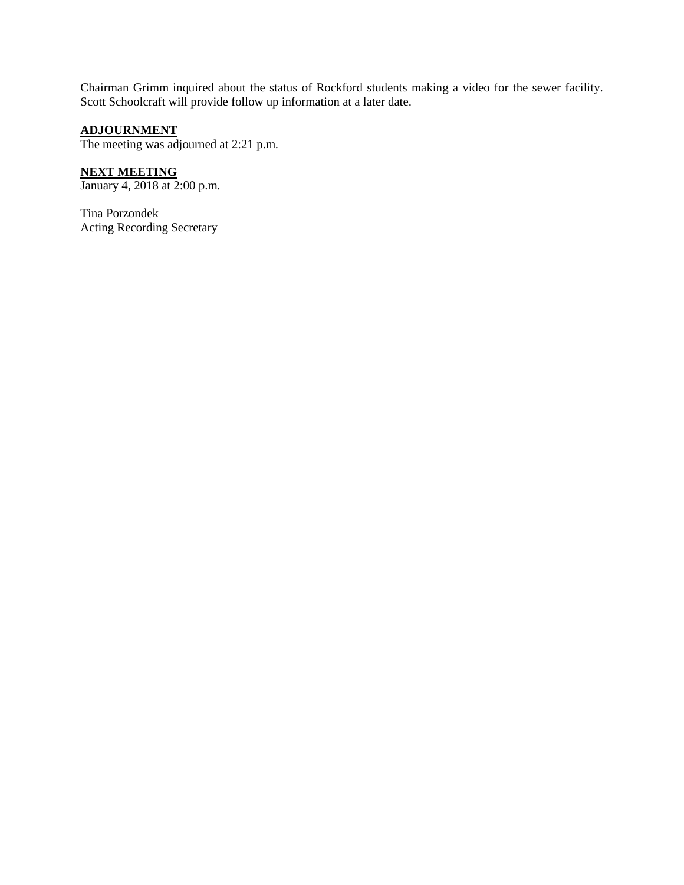Chairman Grimm inquired about the status of Rockford students making a video for the sewer facility. Scott Schoolcraft will provide follow up information at a later date.

**ADJOURNMENT**

The meeting was adjourned at 2:21 p.m.

**NEXT MEETING**

January 4, 2018 at 2:00 p.m.

Tina Porzondek
Acting Recording Secretary